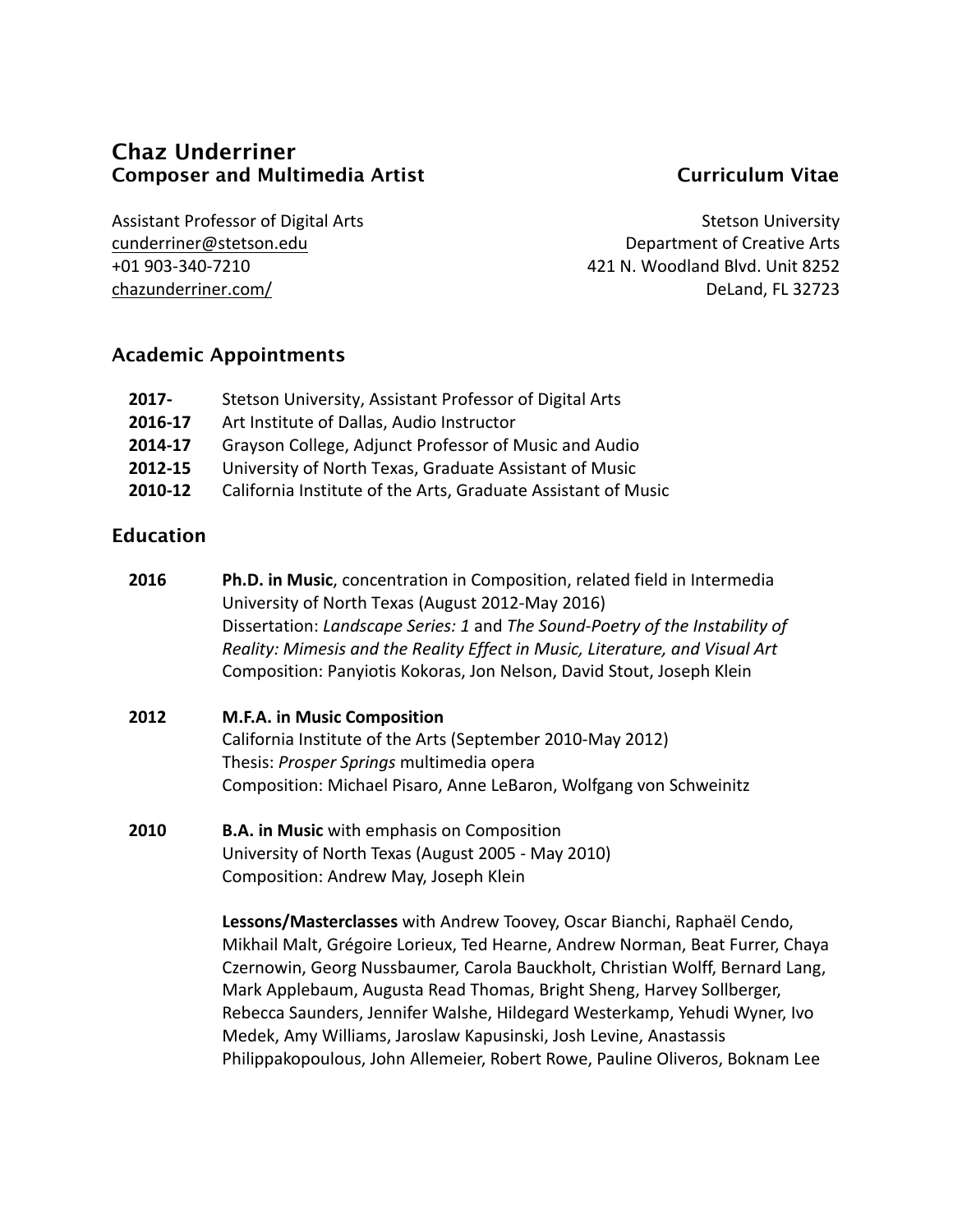# Chaz Underriner

**Composer and Multimedia Artist** | **Curriculum Vitae**

Assistant Professor of Digital Arts
cunderriner@stetson.edu
+01 903-340-7210
chazunderriner.com/

Stetson University
Department of Creative Arts
421 N. Woodland Blvd. Unit 8252
DeLand, FL 32723

## Academic Appointments

- **2017-** Stetson University, Assistant Professor of Digital Arts
- **2016-17** Art Institute of Dallas, Audio Instructor
- **2014-17** Grayson College, Adjunct Professor of Music and Audio
- **2012-15** University of North Texas, Graduate Assistant of Music
- **2010-12** California Institute of the Arts, Graduate Assistant of Music

## Education

**2016** — **Ph.D. in Music**, concentration in Composition, related field in Intermedia
University of North Texas (August 2012-May 2016)
Dissertation: *Landscape Series: 1* and *The Sound-Poetry of the Instability of Reality: Mimesis and the Reality Effect in Music, Literature, and Visual Art*
Composition: Panyiotis Kokoras, Jon Nelson, David Stout, Joseph Klein

**2012** — **M.F.A. in Music Composition**
California Institute of the Arts (September 2010-May 2012)
Thesis: *Prosper Springs* multimedia opera
Composition: Michael Pisaro, Anne LeBaron, Wolfgang von Schweinitz

**2010** — **B.A. in Music** with emphasis on Composition
University of North Texas (August 2005 - May 2010)
Composition: Andrew May, Joseph Klein

**Lessons/Masterclasses** with Andrew Toovey, Oscar Bianchi, Raphaël Cendo, Mikhail Malt, Grégoire Lorieux, Ted Hearne, Andrew Norman, Beat Furrer, Chaya Czernowin, Georg Nussbaumer, Carola Bauckholt, Christian Wolff, Bernard Lang, Mark Applebaum, Augusta Read Thomas, Bright Sheng, Harvey Sollberger, Rebecca Saunders, Jennifer Walshe, Hildegard Westerkamp, Yehudi Wyner, Ivo Medek, Amy Williams, Jaroslaw Kapusinski, Josh Levine, Anastassis Philippakopoulous, John Allemeier, Robert Rowe, Pauline Oliveros, Boknam Lee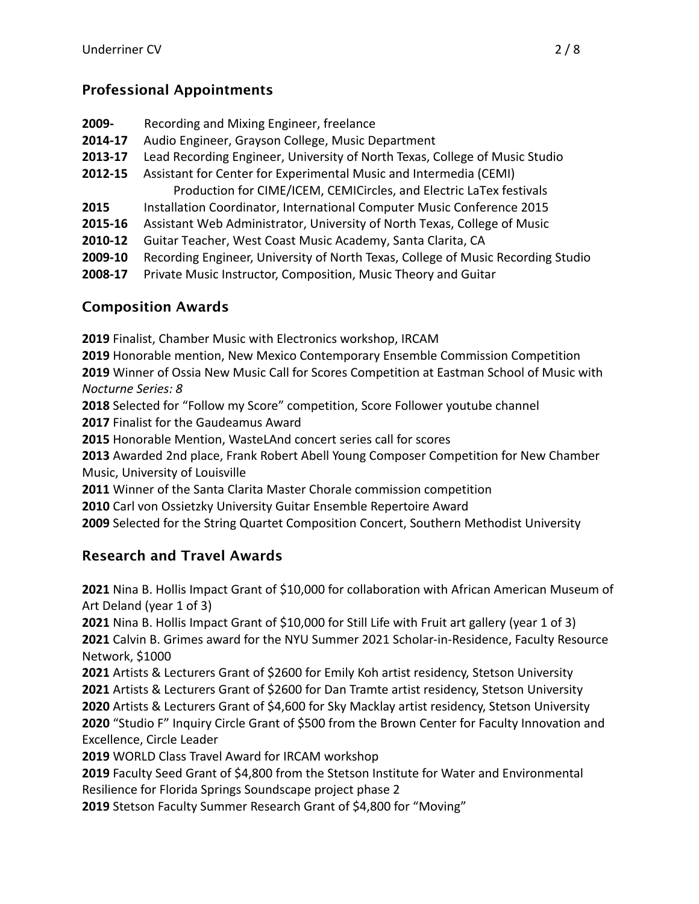## Professional Appointments

**2009-** Recording and Mixing Engineer, freelance
**2014-17** Audio Engineer, Grayson College, Music Department
**2013-17** Lead Recording Engineer, University of North Texas, College of Music Studio
**2012-15** Assistant for Center for Experimental Music and Intermedia (CEMI)
Production for CIME/ICEM, CEMICircles, and Electric LaTex festivals
**2015** Installation Coordinator, International Computer Music Conference 2015
**2015-16** Assistant Web Administrator, University of North Texas, College of Music
**2010-12** Guitar Teacher, West Coast Music Academy, Santa Clarita, CA
**2009-10** Recording Engineer, University of North Texas, College of Music Recording Studio
**2008-17** Private Music Instructor, Composition, Music Theory and Guitar

## Composition Awards

**2019** Finalist, Chamber Music with Electronics workshop, IRCAM
**2019** Honorable mention, New Mexico Contemporary Ensemble Commission Competition
**2019** Winner of Ossia New Music Call for Scores Competition at Eastman School of Music with *Nocturne Series: 8*
**2018** Selected for "Follow my Score" competition, Score Follower youtube channel
**2017** Finalist for the Gaudeamus Award
**2015** Honorable Mention, WasteLAnd concert series call for scores
**2013** Awarded 2nd place, Frank Robert Abell Young Composer Competition for New Chamber Music, University of Louisville
**2011** Winner of the Santa Clarita Master Chorale commission competition
**2010** Carl von Ossietzky University Guitar Ensemble Repertoire Award
**2009** Selected for the String Quartet Composition Concert, Southern Methodist University

## Research and Travel Awards

**2021** Nina B. Hollis Impact Grant of $10,000 for collaboration with African American Museum of Art Deland (year 1 of 3)
**2021** Nina B. Hollis Impact Grant of $10,000 for Still Life with Fruit art gallery (year 1 of 3)
**2021** Calvin B. Grimes award for the NYU Summer 2021 Scholar-in-Residence, Faculty Resource Network, $1000
**2021** Artists & Lecturers Grant of $2600 for Emily Koh artist residency, Stetson University
**2021** Artists & Lecturers Grant of $2600 for Dan Tramte artist residency, Stetson University
**2020** Artists & Lecturers Grant of $4,600 for Sky Macklay artist residency, Stetson University
**2020** "Studio F" Inquiry Circle Grant of $500 from the Brown Center for Faculty Innovation and Excellence, Circle Leader
**2019** WORLD Class Travel Award for IRCAM workshop
**2019** Faculty Seed Grant of $4,800 from the Stetson Institute for Water and Environmental Resilience for Florida Springs Soundscape project phase 2
**2019** Stetson Faculty Summer Research Grant of $4,800 for "Moving"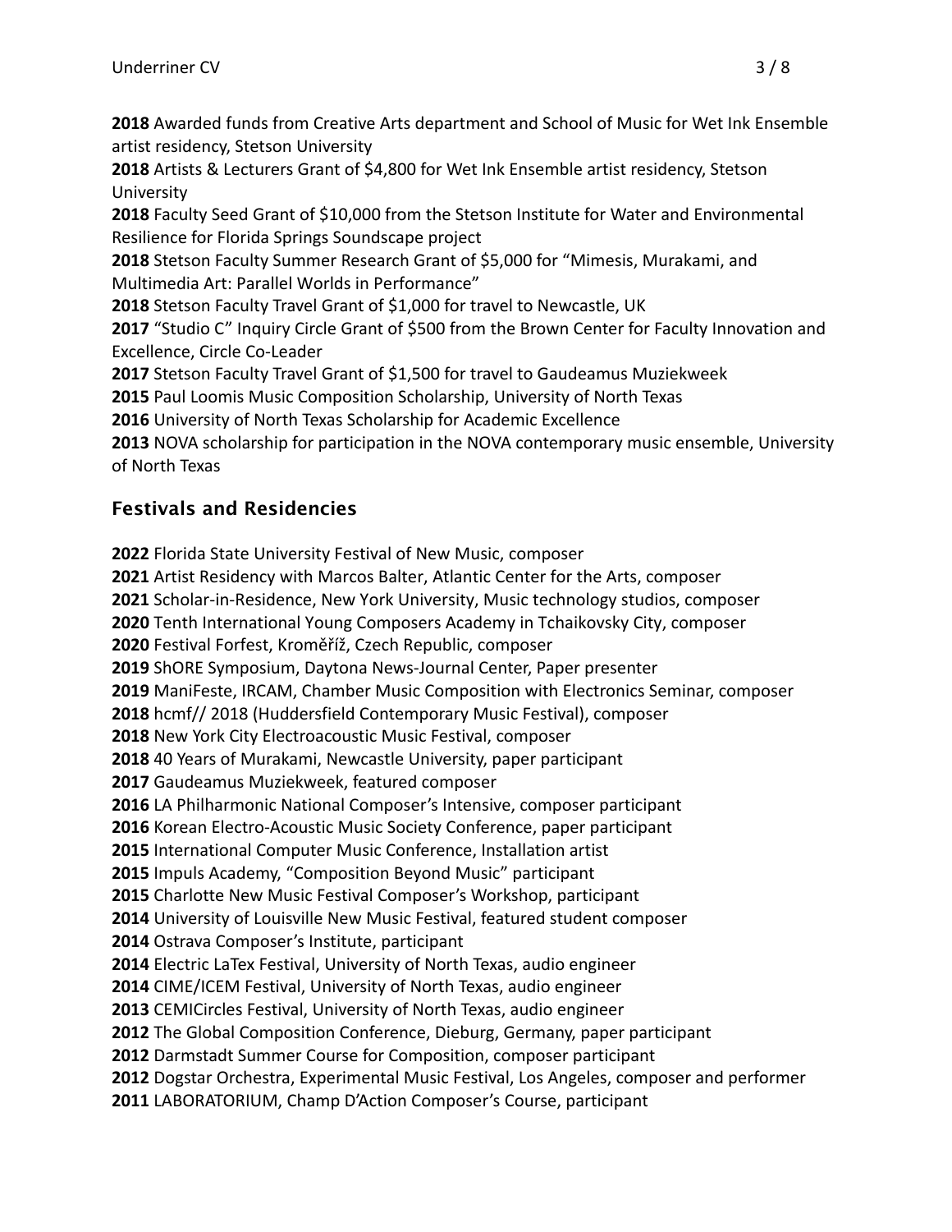**2018** Awarded funds from Creative Arts department and School of Music for Wet Ink Ensemble artist residency, Stetson University

**2018** Artists & Lecturers Grant of $4,800 for Wet Ink Ensemble artist residency, Stetson University

**2018** Faculty Seed Grant of $10,000 from the Stetson Institute for Water and Environmental Resilience for Florida Springs Soundscape project

**2018** Stetson Faculty Summer Research Grant of $5,000 for "Mimesis, Murakami, and Multimedia Art: Parallel Worlds in Performance"

**2018** Stetson Faculty Travel Grant of $1,000 for travel to Newcastle, UK

**2017** "Studio C" Inquiry Circle Grant of $500 from the Brown Center for Faculty Innovation and Excellence, Circle Co-Leader

**2017** Stetson Faculty Travel Grant of $1,500 for travel to Gaudeamus Muziekweek

**2015** Paul Loomis Music Composition Scholarship, University of North Texas

**2016** University of North Texas Scholarship for Academic Excellence

**2013** NOVA scholarship for participation in the NOVA contemporary music ensemble, University of North Texas

## Festivals and Residencies

**2022** Florida State University Festival of New Music, composer

**2021** Artist Residency with Marcos Balter, Atlantic Center for the Arts, composer

**2021** Scholar-in-Residence, New York University, Music technology studios, composer

**2020** Tenth International Young Composers Academy in Tchaikovsky City, composer

**2020** Festival Forfest, Kroměříž, Czech Republic, composer

**2019** ShORE Symposium, Daytona News-Journal Center, Paper presenter

**2019** ManiFeste, IRCAM, Chamber Music Composition with Electronics Seminar, composer

**2018** hcmf// 2018 (Huddersfield Contemporary Music Festival), composer

**2018** New York City Electroacoustic Music Festival, composer

**2018** 40 Years of Murakami, Newcastle University, paper participant

**2017** Gaudeamus Muziekweek, featured composer

**2016** LA Philharmonic National Composer's Intensive, composer participant

**2016** Korean Electro-Acoustic Music Society Conference, paper participant

**2015** International Computer Music Conference, Installation artist

**2015** Impuls Academy, "Composition Beyond Music" participant

**2015** Charlotte New Music Festival Composer's Workshop, participant

**2014** University of Louisville New Music Festival, featured student composer

**2014** Ostrava Composer's Institute, participant

**2014** Electric LaTex Festival, University of North Texas, audio engineer

**2014** CIME/ICEM Festival, University of North Texas, audio engineer

**2013** CEMICircles Festival, University of North Texas, audio engineer

**2012** The Global Composition Conference, Dieburg, Germany, paper participant

**2012** Darmstadt Summer Course for Composition, composer participant

**2012** Dogstar Orchestra, Experimental Music Festival, Los Angeles, composer and performer

**2011** LABORATORIUM, Champ D'Action Composer's Course, participant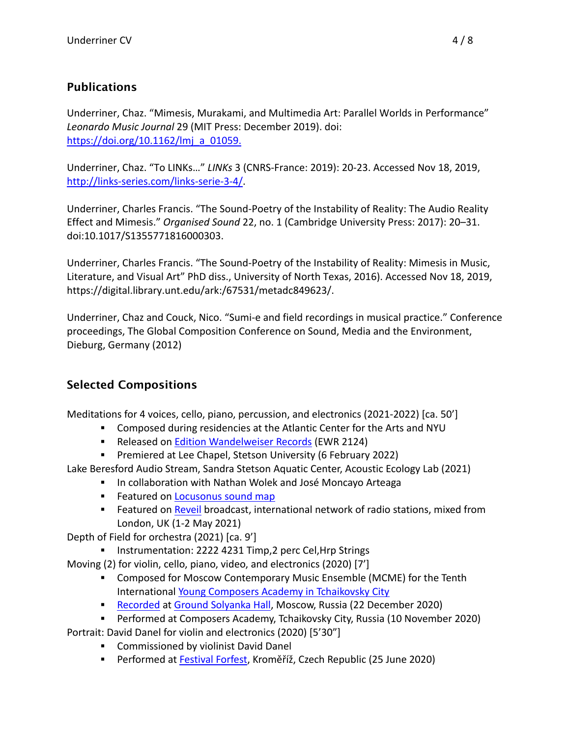## Publications

Underriner, Chaz. "Mimesis, Murakami, and Multimedia Art: Parallel Worlds in Performance" *Leonardo Music Journal* 29 (MIT Press: December 2019). doi: [https://doi.org/10.1162/lmj_a_01059.](https://doi.org/10.1162/lmj_a_01059)

Underriner, Chaz. "To LINKs…" *LINKs* 3 (CNRS-France: 2019): 20-23. Accessed Nov 18, 2019, [http://links-series.com/links-serie-3-4/](http://links-series.com/links-serie-3-4/).

Underriner, Charles Francis. "The Sound-Poetry of the Instability of Reality: The Audio Reality Effect and Mimesis." *Organised Sound* 22, no. 1 (Cambridge University Press: 2017): 20–31. doi:10.1017/S1355771816000303.

Underriner, Charles Francis. "The Sound-Poetry of the Instability of Reality: Mimesis in Music, Literature, and Visual Art" PhD diss., University of North Texas, 2016). Accessed Nov 18, 2019, https://digital.library.unt.edu/ark:/67531/metadc849623/.

Underriner, Chaz and Couck, Nico. "Sumi-e and field recordings in musical practice." Conference proceedings, The Global Composition Conference on Sound, Media and the Environment, Dieburg, Germany (2012)

## Selected Compositions

Meditations for 4 voices, cello, piano, percussion, and electronics (2021-2022) [ca. 50']

- Composed during residencies at the Atlantic Center for the Arts and NYU
- Released on Edition Wandelweiser Records (EWR 2124)
- Premiered at Lee Chapel, Stetson University (6 February 2022)

Lake Beresford Audio Stream, Sandra Stetson Aquatic Center, Acoustic Ecology Lab (2021)

- In collaboration with Nathan Wolek and José Moncayo Arteaga
- Featured on Locusonus sound map
- Featured on Reveil broadcast, international network of radio stations, mixed from London, UK (1-2 May 2021)

Depth of Field for orchestra (2021) [ca. 9']

- Instrumentation: 2222 4231 Timp,2 perc Cel,Hrp Strings

Moving (2) for violin, cello, piano, video, and electronics (2020) [7']

- Composed for Moscow Contemporary Music Ensemble (MCME) for the Tenth International Young Composers Academy in Tchaikovsky City
- Recorded at Ground Solyanka Hall, Moscow, Russia (22 December 2020)
- Performed at Composers Academy, Tchaikovsky City, Russia (10 November 2020)

Portrait: David Danel for violin and electronics (2020) [5'30"]

- Commissioned by violinist David Danel
- Performed at Festival Forfest, Kroměříž, Czech Republic (25 June 2020)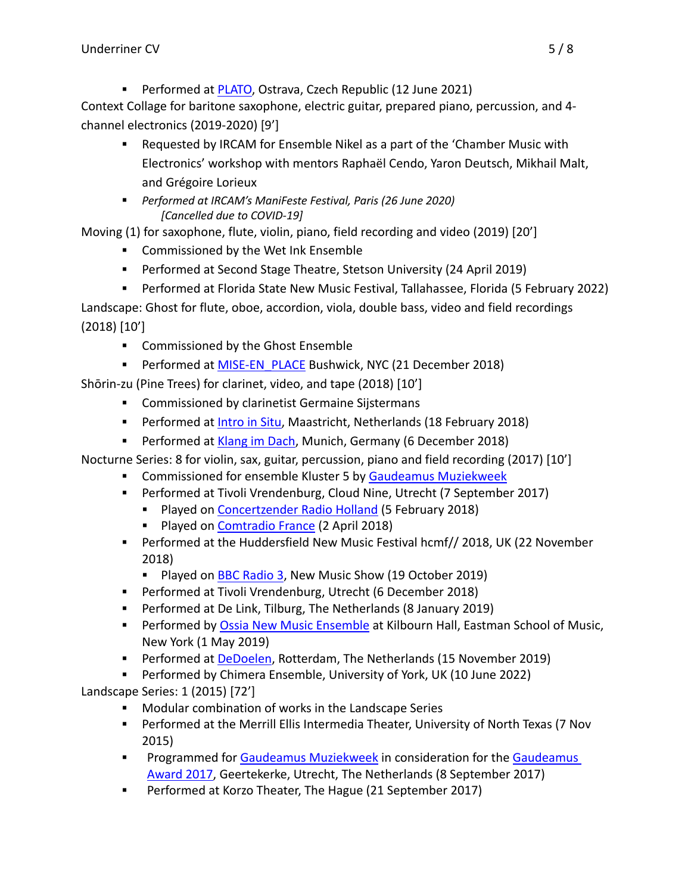- Performed at PLATO, Ostrava, Czech Republic (12 June 2021)

Context Collage for baritone saxophone, electric guitar, prepared piano, percussion, and 4-channel electronics (2019-2020) [9’]

- Requested by IRCAM for Ensemble Nikel as a part of the ‘Chamber Music with Electronics’ workshop with mentors Raphaël Cendo, Yaron Deutsch, Mikhail Malt, and Grégoire Lorieux
- *Performed at IRCAM’s ManiFeste Festival, Paris (26 June 2020)*
  *[Cancelled due to COVID-19]*

Moving (1) for saxophone, flute, violin, piano, field recording and video (2019) [20’]

- Commissioned by the Wet Ink Ensemble
- Performed at Second Stage Theatre, Stetson University (24 April 2019)
- Performed at Florida State New Music Festival, Tallahassee, Florida (5 February 2022)

Landscape: Ghost for flute, oboe, accordion, viola, double bass, video and field recordings (2018) [10’]

- Commissioned by the Ghost Ensemble
- Performed at MISE-EN_PLACE Bushwick, NYC (21 December 2018)

Shōrin-zu (Pine Trees) for clarinet, video, and tape (2018) [10’]

- Commissioned by clarinetist Germaine Sijstermans
- Performed at Intro in Situ, Maastricht, Netherlands (18 February 2018)
- Performed at Klang im Dach, Munich, Germany (6 December 2018)

Nocturne Series: 8 for violin, sax, guitar, percussion, piano and field recording (2017) [10’]

- Commissioned for ensemble Kluster 5 by Gaudeamus Muziekweek
- Performed at Tivoli Vrendenburg, Cloud Nine, Utrecht (7 September 2017)
  - Played on Concertzender Radio Holland (5 February 2018)
  - Played on Comtradio France (2 April 2018)
- Performed at the Huddersfield New Music Festival hcmf// 2018, UK (22 November 2018)
  - Played on BBC Radio 3, New Music Show (19 October 2019)
- Performed at Tivoli Vrendenburg, Utrecht (6 December 2018)
- Performed at De Link, Tilburg, The Netherlands (8 January 2019)
- Performed by Ossia New Music Ensemble at Kilbourn Hall, Eastman School of Music, New York (1 May 2019)
- Performed at DeDoelen, Rotterdam, The Netherlands (15 November 2019)
- Performed by Chimera Ensemble, University of York, UK (10 June 2022)

Landscape Series: 1 (2015) [72’]

- Modular combination of works in the Landscape Series
- Performed at the Merrill Ellis Intermedia Theater, University of North Texas (7 Nov 2015)
- Programmed for Gaudeamus Muziekweek in consideration for the Gaudeamus Award 2017, Geertekerke, Utrecht, The Netherlands (8 September 2017)
- Performed at Korzo Theater, The Hague (21 September 2017)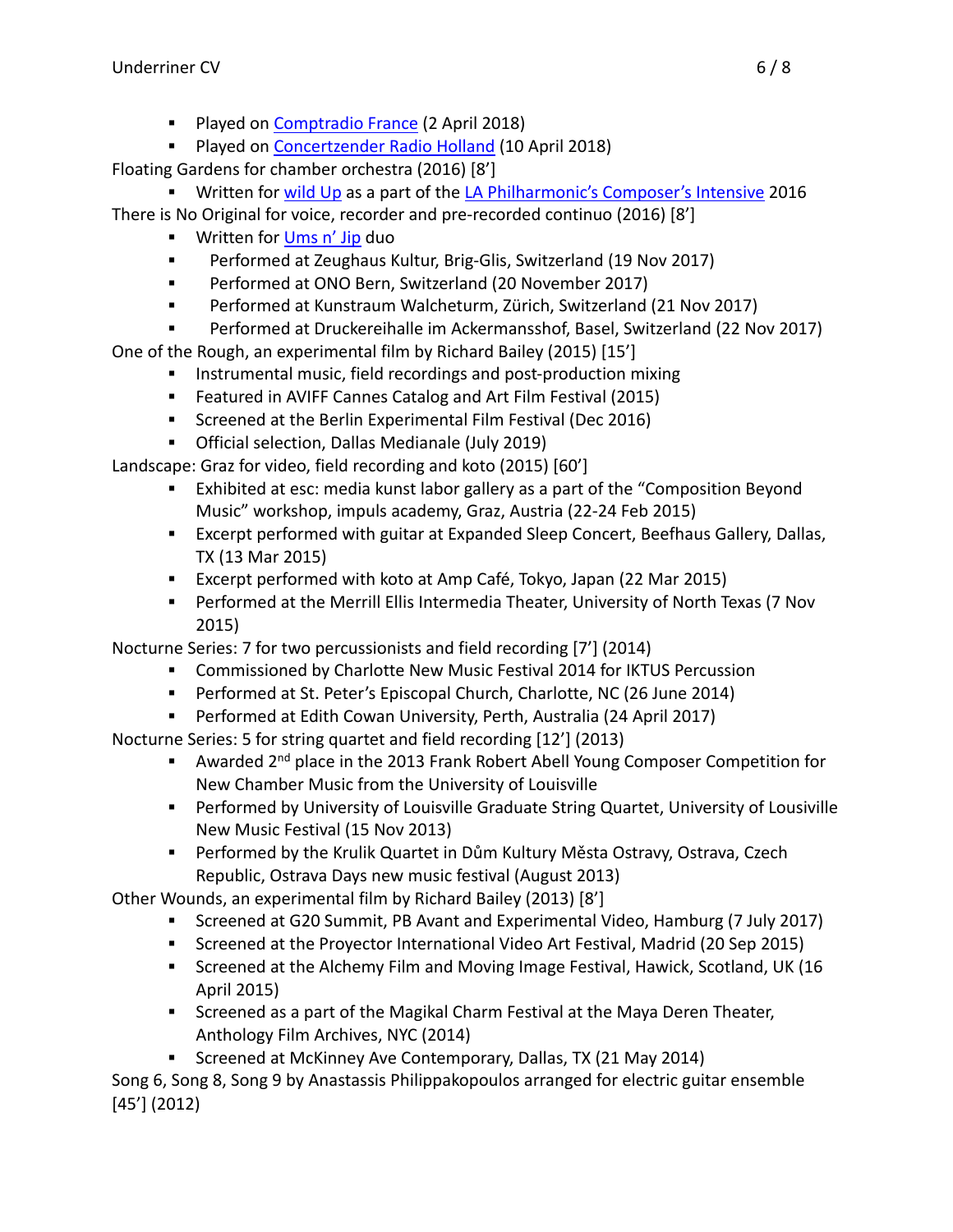- Played on Comptradio France (2 April 2018)
- Played on Concertzender Radio Holland (10 April 2018)

Floating Gardens for chamber orchestra (2016) [8']

- Written for wild Up as a part of the LA Philharmonic's Composer's Intensive 2016

There is No Original for voice, recorder and pre-recorded continuo (2016) [8']

- Written for Ums n' Jip duo
- Performed at Zeughaus Kultur, Brig-Glis, Switzerland (19 Nov 2017)
- Performed at ONO Bern, Switzerland (20 November 2017)
- Performed at Kunstraum Walcheturm, Zürich, Switzerland (21 Nov 2017)
- Performed at Druckereihalle im Ackermansshof, Basel, Switzerland (22 Nov 2017)

One of the Rough, an experimental film by Richard Bailey (2015) [15']

- Instrumental music, field recordings and post-production mixing
- Featured in AVIFF Cannes Catalog and Art Film Festival (2015)
- Screened at the Berlin Experimental Film Festival (Dec 2016)
- Official selection, Dallas Medianale (July 2019)

Landscape: Graz for video, field recording and koto (2015) [60']

- Exhibited at esc: media kunst labor gallery as a part of the "Composition Beyond Music" workshop, impuls academy, Graz, Austria (22-24 Feb 2015)
- Excerpt performed with guitar at Expanded Sleep Concert, Beefhaus Gallery, Dallas, TX (13 Mar 2015)
- Excerpt performed with koto at Amp Café, Tokyo, Japan (22 Mar 2015)
- Performed at the Merrill Ellis Intermedia Theater, University of North Texas (7 Nov 2015)

Nocturne Series: 7 for two percussionists and field recording [7'] (2014)

- Commissioned by Charlotte New Music Festival 2014 for IKTUS Percussion
- Performed at St. Peter's Episcopal Church, Charlotte, NC (26 June 2014)
- Performed at Edith Cowan University, Perth, Australia (24 April 2017)

Nocturne Series: 5 for string quartet and field recording [12'] (2013)

- Awarded 2nd place in the 2013 Frank Robert Abell Young Composer Competition for New Chamber Music from the University of Louisville
- Performed by University of Louisville Graduate String Quartet, University of Lousiville New Music Festival (15 Nov 2013)
- Performed by the Krulik Quartet in Dům Kultury Města Ostravy, Ostrava, Czech Republic, Ostrava Days new music festival (August 2013)

Other Wounds, an experimental film by Richard Bailey (2013) [8']

- Screened at G20 Summit, PB Avant and Experimental Video, Hamburg (7 July 2017)
- Screened at the Proyector International Video Art Festival, Madrid (20 Sep 2015)
- Screened at the Alchemy Film and Moving Image Festival, Hawick, Scotland, UK (16 April 2015)
- Screened as a part of the Magikal Charm Festival at the Maya Deren Theater, Anthology Film Archives, NYC (2014)
- Screened at McKinney Ave Contemporary, Dallas, TX (21 May 2014)

Song 6, Song 8, Song 9 by Anastassis Philippakopoulos arranged for electric guitar ensemble [45'] (2012)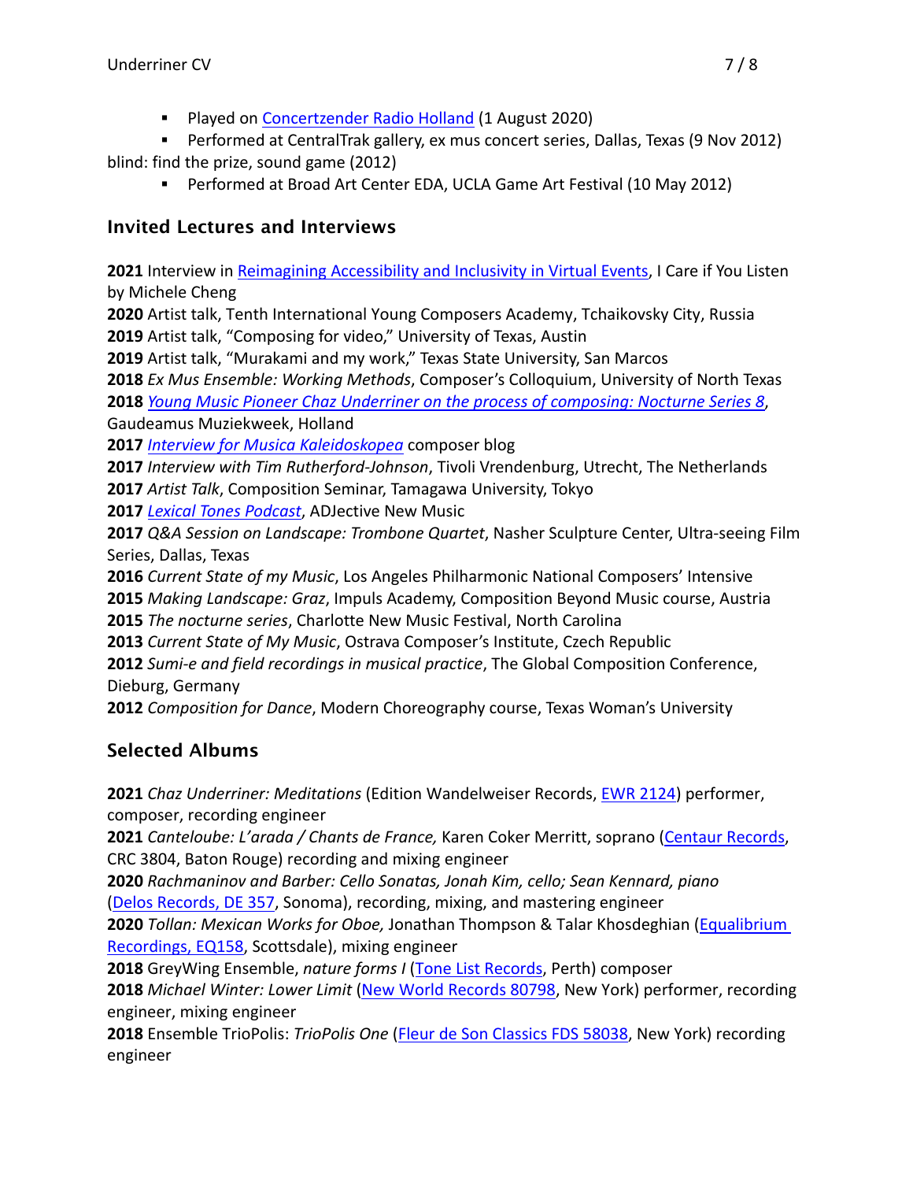- Played on Concertzender Radio Holland (1 August 2020)
- Performed at CentralTrak gallery, ex mus concert series, Dallas, Texas (9 Nov 2012)

blind: find the prize, sound game (2012)

- Performed at Broad Art Center EDA, UCLA Game Art Festival (10 May 2012)

## Invited Lectures and Interviews

**2021** Interview in Reimagining Accessibility and Inclusivity in Virtual Events, I Care if You Listen by Michele Cheng
**2020** Artist talk, Tenth International Young Composers Academy, Tchaikovsky City, Russia
**2019** Artist talk, "Composing for video," University of Texas, Austin
**2019** Artist talk, "Murakami and my work," Texas State University, San Marcos
**2018** *Ex Mus Ensemble: Working Methods*, Composer's Colloquium, University of North Texas
**2018** *Young Music Pioneer Chaz Underriner on the process of composing: Nocturne Series 8*, Gaudeamus Muziekweek, Holland
**2017** *Interview for Musica Kaleidoskopea* composer blog
**2017** *Interview with Tim Rutherford-Johnson*, Tivoli Vrendenburg, Utrecht, The Netherlands
**2017** *Artist Talk*, Composition Seminar, Tamagawa University, Tokyo
**2017** *Lexical Tones Podcast*, ADJective New Music
**2017** *Q&A Session on Landscape: Trombone Quartet*, Nasher Sculpture Center, Ultra-seeing Film Series, Dallas, Texas
**2016** *Current State of my Music*, Los Angeles Philharmonic National Composers' Intensive
**2015** *Making Landscape: Graz*, Impuls Academy, Composition Beyond Music course, Austria
**2015** *The nocturne series*, Charlotte New Music Festival, North Carolina
**2013** *Current State of My Music*, Ostrava Composer's Institute, Czech Republic
**2012** *Sumi-e and field recordings in musical practice*, The Global Composition Conference, Dieburg, Germany
**2012** *Composition for Dance*, Modern Choreography course, Texas Woman's University

## Selected Albums

**2021** *Chaz Underriner: Meditations* (Edition Wandelweiser Records, EWR 2124) performer, composer, recording engineer
**2021** *Canteloube: L'arada / Chants de France,* Karen Coker Merritt, soprano (Centaur Records, CRC 3804, Baton Rouge) recording and mixing engineer
**2020** *Rachmaninov and Barber: Cello Sonatas, Jonah Kim, cello; Sean Kennard, piano* (Delos Records, DE 357, Sonoma), recording, mixing, and mastering engineer
**2020** *Tollan: Mexican Works for Oboe,* Jonathan Thompson & Talar Khosdeghian (Equalibrium Recordings, EQ158, Scottsdale), mixing engineer
**2018** GreyWing Ensemble, *nature forms I* (Tone List Records, Perth) composer
**2018** *Michael Winter: Lower Limit* (New World Records 80798, New York) performer, recording engineer, mixing engineer
**2018** Ensemble TrioPolis: *TrioPolis One* (Fleur de Son Classics FDS 58038, New York) recording engineer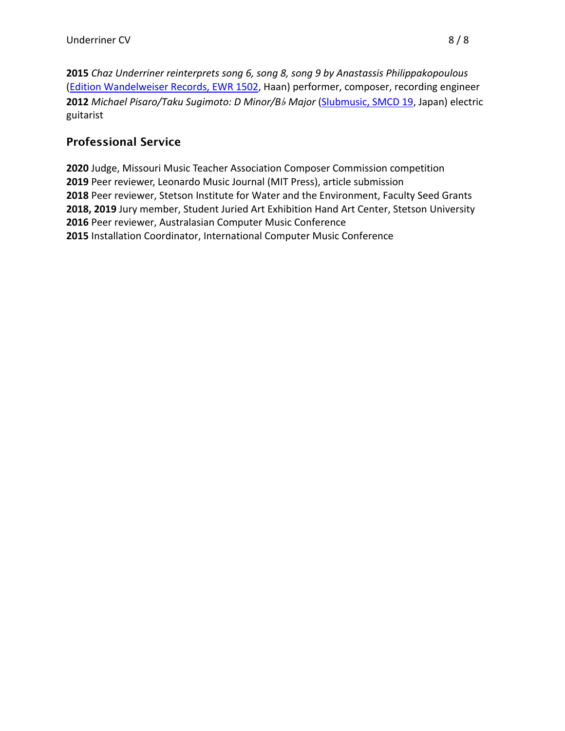**2015** *Chaz Underriner reinterprets song 6, song 8, song 9 by Anastassis Philippakopoulous* (Edition Wandelweiser Records, EWR 1502, Haan) performer, composer, recording engineer
**2012** *Michael Pisaro/Taku Sugimoto: D Minor/B♭ Major* (Slubmusic, SMCD 19, Japan) electric guitarist

## Professional Service

**2020** Judge, Missouri Music Teacher Association Composer Commission competition
**2019** Peer reviewer, Leonardo Music Journal (MIT Press), article submission
**2018** Peer reviewer, Stetson Institute for Water and the Environment, Faculty Seed Grants
**2018, 2019** Jury member, Student Juried Art Exhibition Hand Art Center, Stetson University
**2016** Peer reviewer, Australasian Computer Music Conference
**2015** Installation Coordinator, International Computer Music Conference